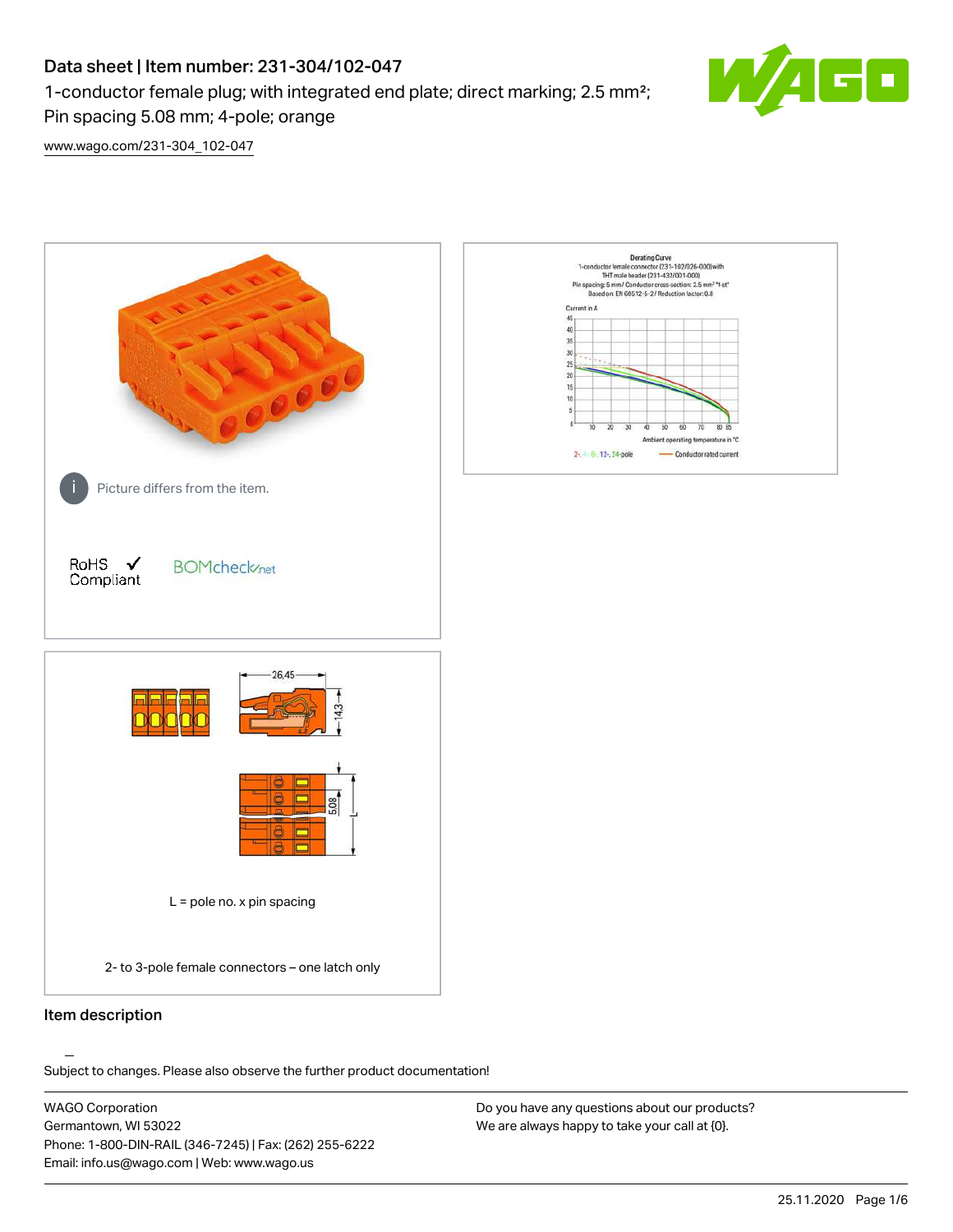# Data sheet | Item number: 231-304/102-047

1-conductor female plug; with integrated end plate; direct marking; 2.5 mm²; Pin spacing 5.08 mm; 4-pole; orange

www.wago.com/231-304_102-047

Picture differs from the item.

RoHS ✓ Compliant

BOMcheck.net

Derating Curve
1-conductor female connector (231-102/026-000) with THT male header (231-432/001-000)
Pin spacing: 5 mm / Conductor cross-section: 2.5 mm² "f-st"
Based on: EN 60512-5-2 / Reduction factor: 0.8

Current in A
45
40
35
30
25
20
15
10
5
0
10 20 30 40 50 60 70 80 85
Ambient operating temperature in °C
2-, 4-, 6-, 12-, 24-pole
Conductor rated current

26,45

14,3

5,08

L

L = pole no. x pin spacing

2- to 3-pole female connectors – one latch only

## Item description

Subject to changes. Please also observe the further product documentation!

WAGO Corporation
Germantown, WI 53022
Phone: 1-800-DIN-RAIL (346-7245) | Fax: (262) 255-6222
Email: info.us@wago.com | Web: www.wago.us

Do you have any questions about our products?
We are always happy to take your call at {0}.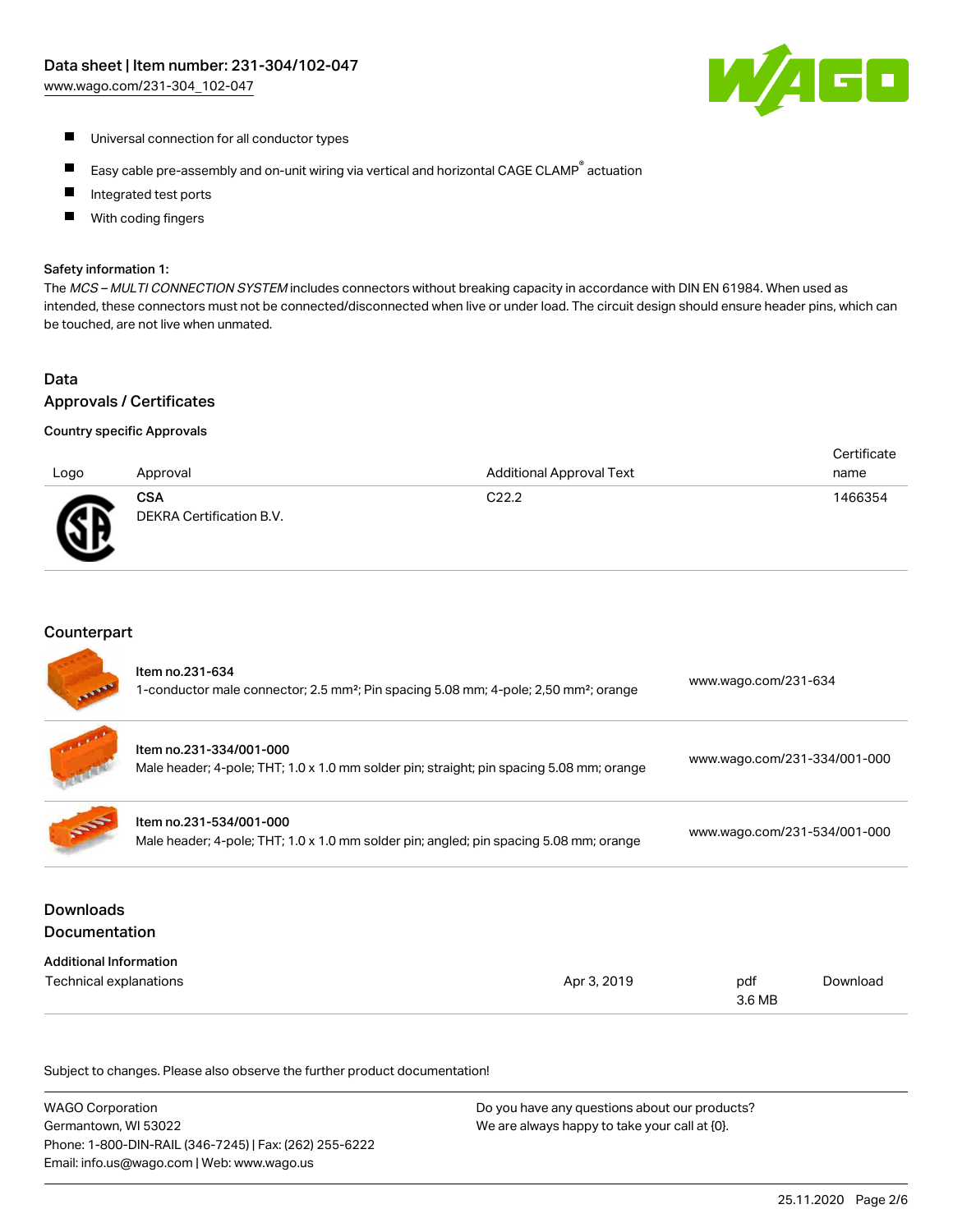- Universal connection for all conductor types
- Easy cable pre-assembly and on-unit wiring via vertical and horizontal CAGE CLAMP® actuation
- Integrated test ports
- With coding fingers

**Safety information 1:**

The *MCS – MULTI CONNECTION SYSTEM* includes connectors without breaking capacity in accordance with DIN EN 61984. When used as intended, these connectors must not be connected/disconnected when live or under load. The circuit design should ensure header pins, which can be touched, are not live when unmated.

## Data

## Approvals / Certificates

### Country specific Approvals

| Logo | Approval | Additional Approval Text | Certificate name |
|---|---|---|---|
| | **CSA** DEKRA Certification B.V. | C22.2 | 1466354 |

## Counterpart

| | | |
|---|---|---|
| | Item no.231-634<br>1-conductor male connector; 2.5 mm²; Pin spacing 5.08 mm; 4-pole; 2,50 mm²; orange | www.wago.com/231-634 |
| | Item no.231-334/001-000<br>Male header; 4-pole; THT; 1.0 x 1.0 mm solder pin; straight; pin spacing 5.08 mm; orange | www.wago.com/231-334/001-000 |
| | Item no.231-534/001-000<br>Male header; 4-pole; THT; 1.0 x 1.0 mm solder pin; angled; pin spacing 5.08 mm; orange | www.wago.com/231-534/001-000 |

## Downloads

## Documentation

### Additional Information

| | | | |
|---|---|---|---|
| Technical explanations | Apr 3, 2019 | pdf<br>3.6 MB | Download |

Subject to changes. Please also observe the further product documentation!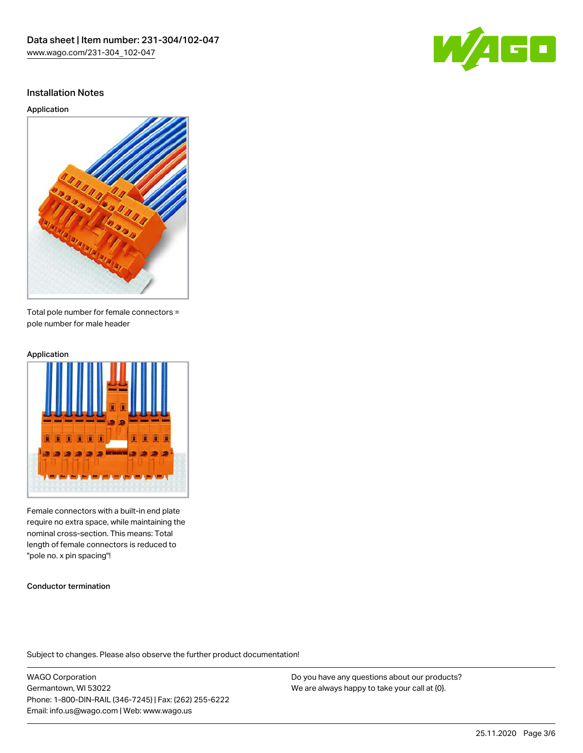## Installation Notes

### Application

Total pole number for female connectors = pole number for male header

### Application

Female connectors with a built-in end plate require no extra space, while maintaining the nominal cross-section. This means: Total length of female connectors is reduced to "pole no. x pin spacing"!

### Conductor termination

Subject to changes. Please also observe the further product documentation!

WAGO Corporation
Germantown, WI 53022
Phone: 1-800-DIN-RAIL (346-7245) | Fax: (262) 255-6222
Email: info.us@wago.com | Web: www.wago.us

Do you have any questions about our products?
We are always happy to take your call at {0}.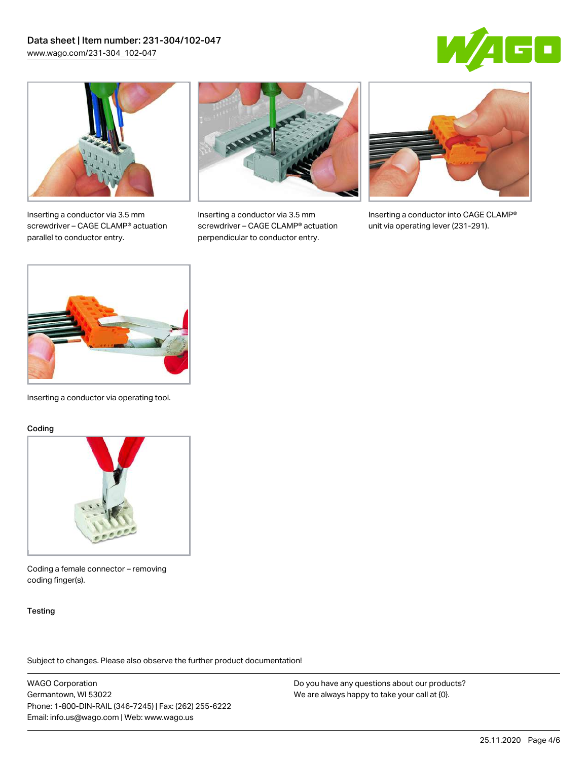Inserting a conductor via 3.5 mm screwdriver – CAGE CLAMP® actuation parallel to conductor entry.

Inserting a conductor via 3.5 mm screwdriver – CAGE CLAMP® actuation perpendicular to conductor entry.

Inserting a conductor into CAGE CLAMP® unit via operating lever (231-291).

Inserting a conductor via operating tool.

## Coding

Coding a female connector – removing coding finger(s).

## Testing

Subject to changes. Please also observe the further product documentation!

WAGO Corporation
Germantown, WI 53022
Phone: 1-800-DIN-RAIL (346-7245) | Fax: (262) 255-6222
Email: info.us@wago.com | Web: www.wago.us

Do you have any questions about our products?
We are always happy to take your call at {0}.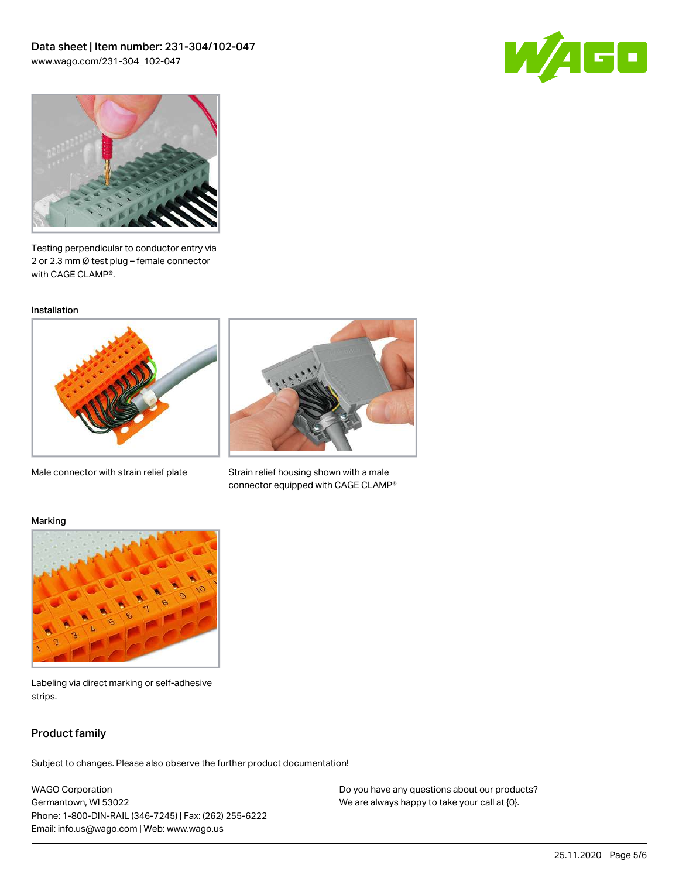Testing perpendicular to conductor entry via 2 or 2.3 mm Ø test plug – female connector with CAGE CLAMP®.

### Installation

Male connector with strain relief plate

Strain relief housing shown with a male connector equipped with CAGE CLAMP®

### Marking

Labeling via direct marking or self-adhesive strips.

## Product family

Subject to changes. Please also observe the further product documentation!

WAGO Corporation
Germantown, WI 53022
Phone: 1-800-DIN-RAIL (346-7245) | Fax: (262) 255-6222
Email: info.us@wago.com | Web: www.wago.us

Do you have any questions about our products?
We are always happy to take your call at {0}.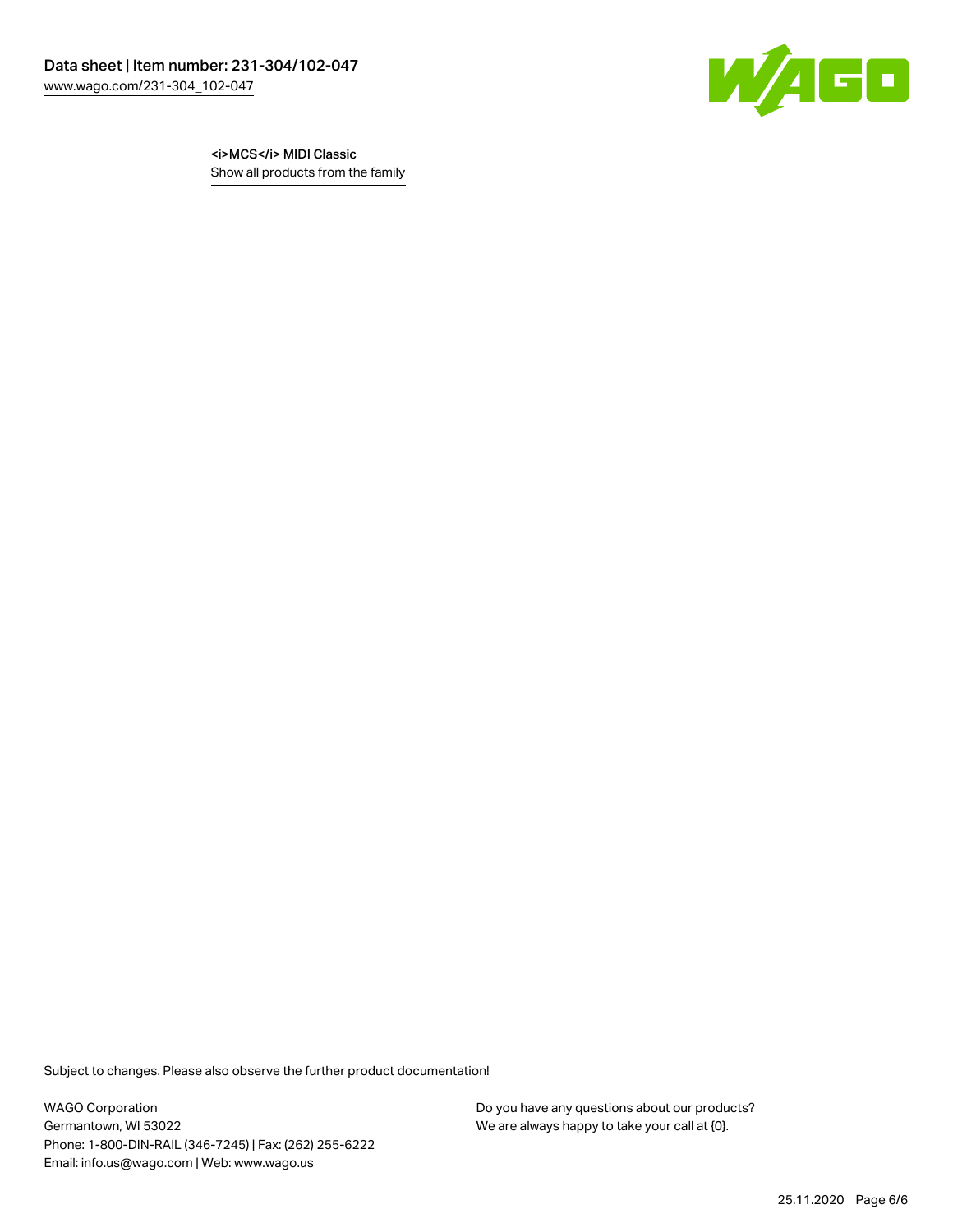<i>MCS</i> MIDI Classic
Show all products from the family

Subject to changes. Please also observe the further product documentation!

WAGO Corporation
Germantown, WI 53022
Phone: 1-800-DIN-RAIL (346-7245) | Fax: (262) 255-6222
Email: info.us@wago.com | Web: www.wago.us

Do you have any questions about our products?
We are always happy to take your call at {0}.